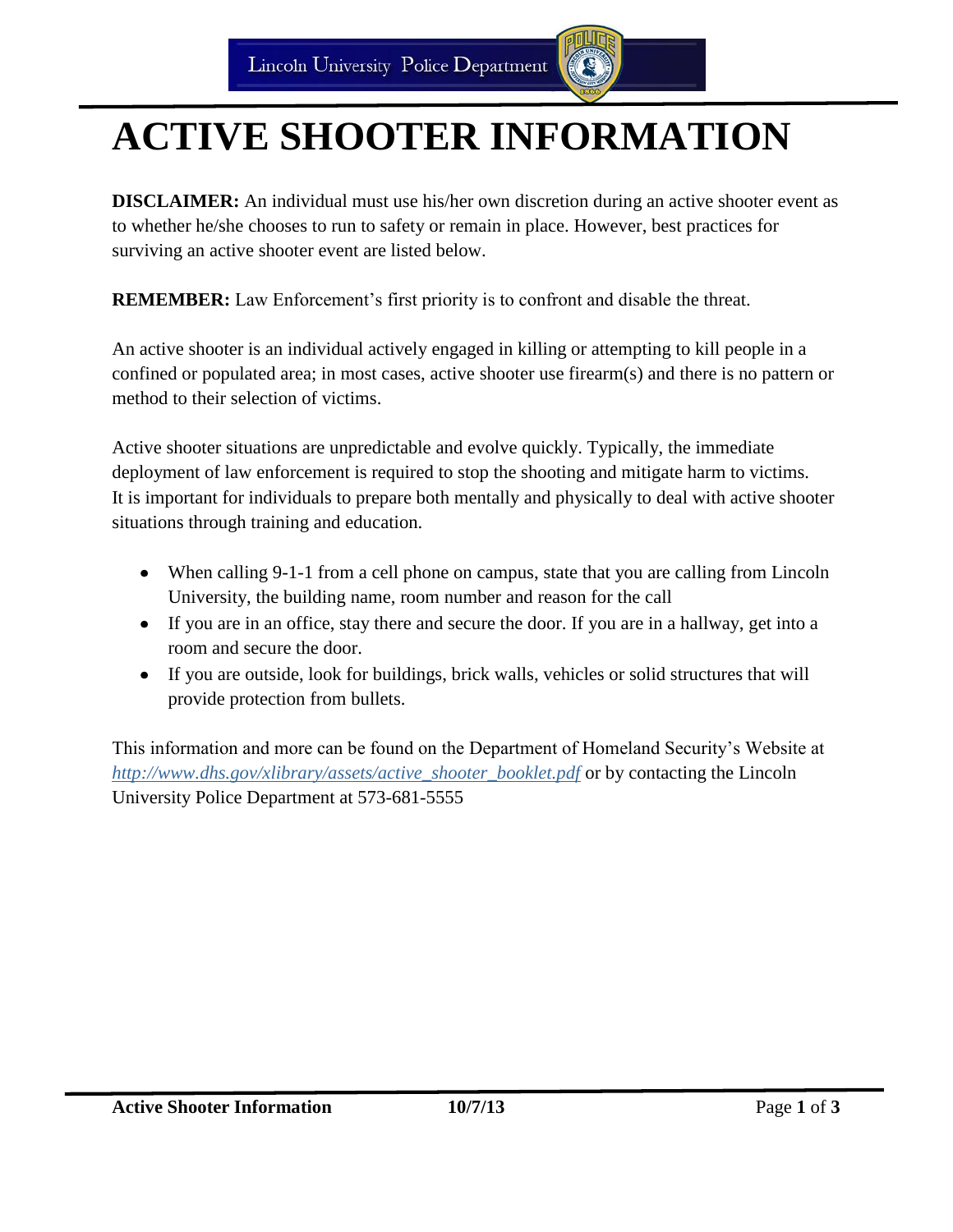Lincoln University Police Department

# ACTIVE SHOOTER INFORMATION

**DISCLAIMER:** An individual must use his/her own discretion during an active shooter event as to whether he/she chooses to run to safety or remain in place. However, best practices for surviving an active shooter event are listed below.

**REMEMBER:** Law Enforcement's first priority is to confront and disable the threat.

An active shooter is an individual actively engaged in killing or attempting to kill people in a confined or populated area; in most cases, active shooter use firearm(s) and there is no pattern or method to their selection of victims.

Active shooter situations are unpredictable and evolve quickly. Typically, the immediate deployment of law enforcement is required to stop the shooting and mitigate harm to victims. It is important for individuals to prepare both mentally and physically to deal with active shooter situations through training and education.

- When calling 9-1-1 from a cell phone on campus, state that you are calling from Lincoln University, the building name, room number and reason for the call
- If you are in an office, stay there and secure the door. If you are in a hallway, get into a room and secure the door.
- If you are outside, look for buildings, brick walls, vehicles or solid structures that will provide protection from bullets.

This information and more can be found on the Department of Homeland Security's Website at *http://www.dhs.gov/xlibrary/assets/active_shooter_booklet.pdf* or by contacting the Lincoln University Police Department at 573-681-5555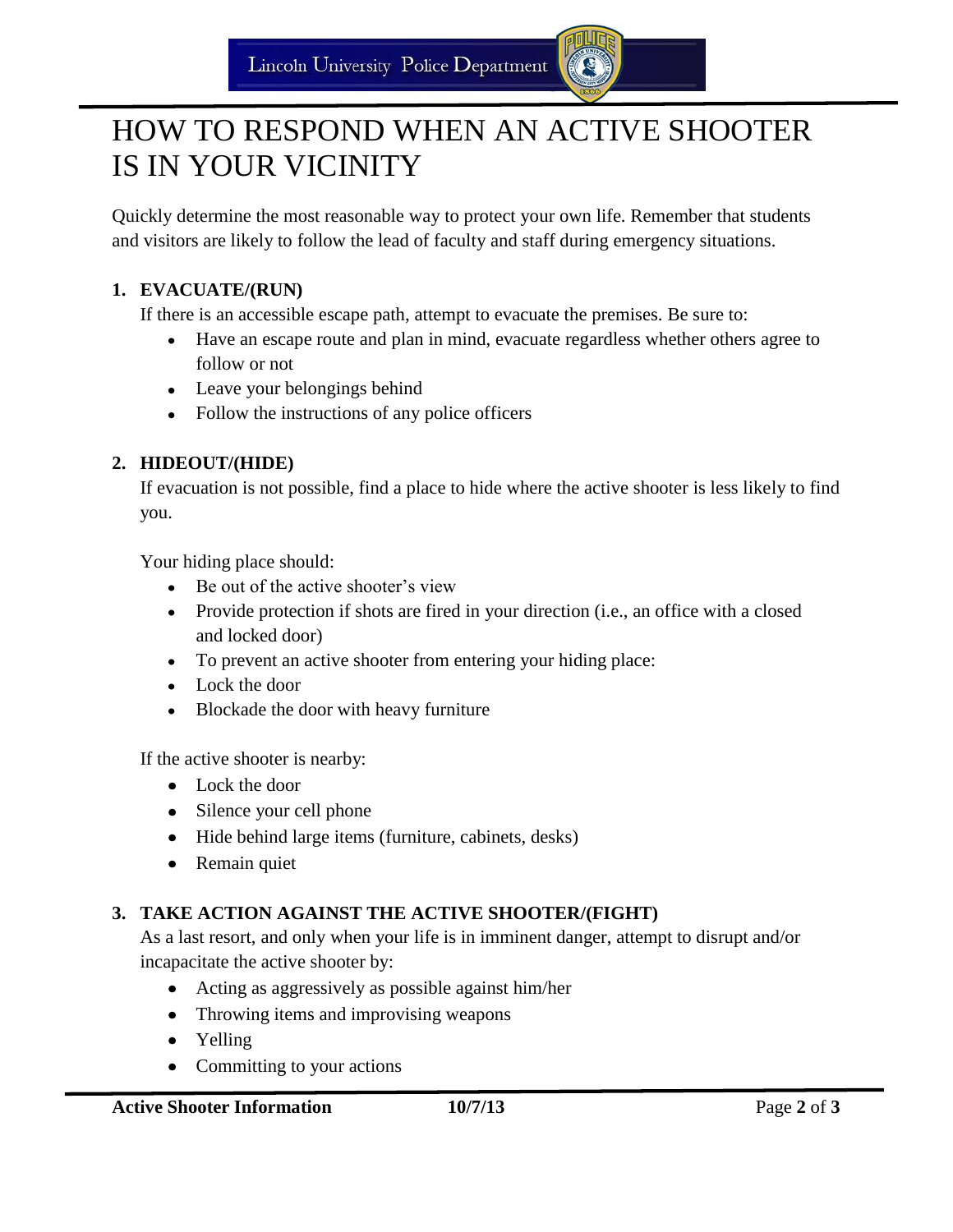# HOW TO RESPOND WHEN AN ACTIVE SHOOTER IS IN YOUR VICINITY

Quickly determine the most reasonable way to protect your own life. Remember that students and visitors are likely to follow the lead of faculty and staff during emergency situations.

**1. EVACUATE/(RUN)**

If there is an accessible escape path, attempt to evacuate the premises. Be sure to:

- Have an escape route and plan in mind, evacuate regardless whether others agree to follow or not
- Leave your belongings behind
- Follow the instructions of any police officers

**2. HIDEOUT/(HIDE)**

If evacuation is not possible, find a place to hide where the active shooter is less likely to find you.

Your hiding place should:

- Be out of the active shooter's view
- Provide protection if shots are fired in your direction (i.e., an office with a closed and locked door)
- To prevent an active shooter from entering your hiding place:
- Lock the door
- Blockade the door with heavy furniture

If the active shooter is nearby:

- Lock the door
- Silence your cell phone
- Hide behind large items (furniture, cabinets, desks)
- Remain quiet

**3. TAKE ACTION AGAINST THE ACTIVE SHOOTER/(FIGHT)**

As a last resort, and only when your life is in imminent danger, attempt to disrupt and/or incapacitate the active shooter by:

- Acting as aggressively as possible against him/her
- Throwing items and improvising weapons
- Yelling
- Committing to your actions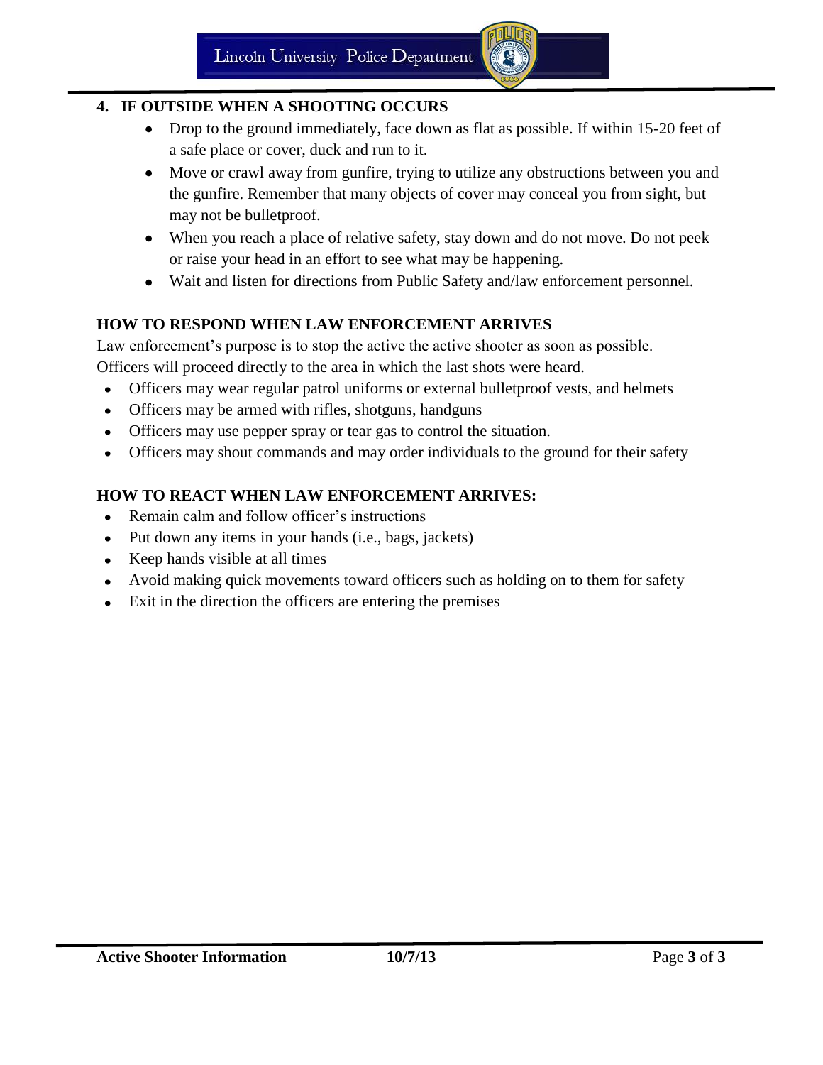## 4. IF OUTSIDE WHEN A SHOOTING OCCURS

- Drop to the ground immediately, face down as flat as possible. If within 15-20 feet of a safe place or cover, duck and run to it.
- Move or crawl away from gunfire, trying to utilize any obstructions between you and the gunfire. Remember that many objects of cover may conceal you from sight, but may not be bulletproof.
- When you reach a place of relative safety, stay down and do not move. Do not peek or raise your head in an effort to see what may be happening.
- Wait and listen for directions from Public Safety and/law enforcement personnel.

## HOW TO RESPOND WHEN LAW ENFORCEMENT ARRIVES

Law enforcement's purpose is to stop the active the active shooter as soon as possible. Officers will proceed directly to the area in which the last shots were heard.

- Officers may wear regular patrol uniforms or external bulletproof vests, and helmets
- Officers may be armed with rifles, shotguns, handguns
- Officers may use pepper spray or tear gas to control the situation.
- Officers may shout commands and may order individuals to the ground for their safety

## HOW TO REACT WHEN LAW ENFORCEMENT ARRIVES:

- Remain calm and follow officer's instructions
- Put down any items in your hands (i.e., bags, jackets)
- Keep hands visible at all times
- Avoid making quick movements toward officers such as holding on to them for safety
- Exit in the direction the officers are entering the premises